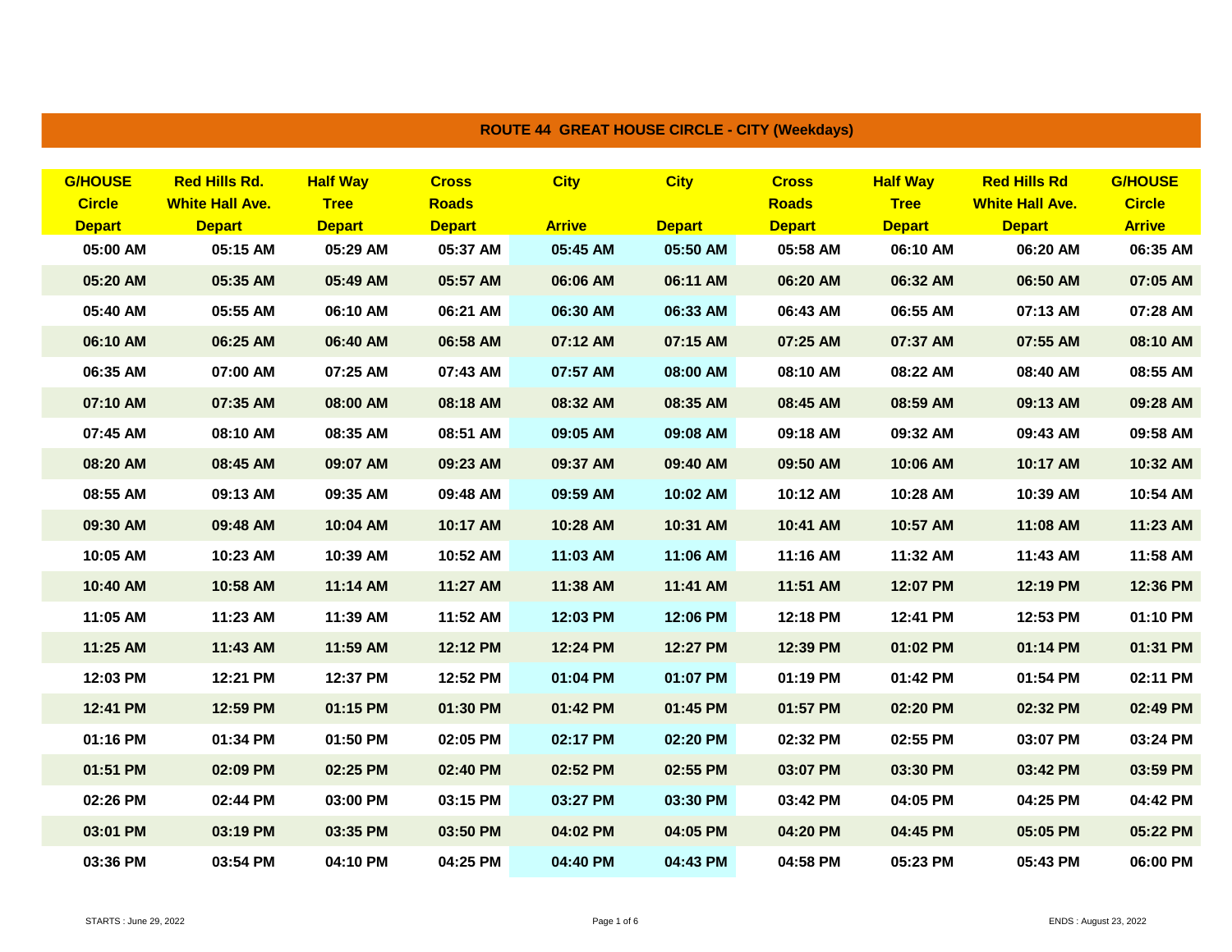## ROUTE 44 GREAT HOUSE CIRCLE - CITY (Weekdays)

| G/HOUSE Circle Depart | Red Hills Rd. White Hall Ave. Depart | Half Way Tree Depart | Cross Roads Depart | City Arrive | City Depart | Cross Roads Depart | Half Way Tree Depart | Red Hills Rd White Hall Ave. Depart | G/HOUSE Circle Arrive |
|---|---|---|---|---|---|---|---|---|---|
| 05:00 AM | 05:15 AM | 05:29 AM | 05:37 AM | 05:45 AM | 05:50 AM | 05:58 AM | 06:10 AM | 06:20 AM | 06:35 AM |
| 05:20 AM | 05:35 AM | 05:49 AM | 05:57 AM | 06:06 AM | 06:11 AM | 06:20 AM | 06:32 AM | 06:50 AM | 07:05 AM |
| 05:40 AM | 05:55 AM | 06:10 AM | 06:21 AM | 06:30 AM | 06:33 AM | 06:43 AM | 06:55 AM | 07:13 AM | 07:28 AM |
| 06:10 AM | 06:25 AM | 06:40 AM | 06:58 AM | 07:12 AM | 07:15 AM | 07:25 AM | 07:37 AM | 07:55 AM | 08:10 AM |
| 06:35 AM | 07:00 AM | 07:25 AM | 07:43 AM | 07:57 AM | 08:00 AM | 08:10 AM | 08:22 AM | 08:40 AM | 08:55 AM |
| 07:10 AM | 07:35 AM | 08:00 AM | 08:18 AM | 08:32 AM | 08:35 AM | 08:45 AM | 08:59 AM | 09:13 AM | 09:28 AM |
| 07:45 AM | 08:10 AM | 08:35 AM | 08:51 AM | 09:05 AM | 09:08 AM | 09:18 AM | 09:32 AM | 09:43 AM | 09:58 AM |
| 08:20 AM | 08:45 AM | 09:07 AM | 09:23 AM | 09:37 AM | 09:40 AM | 09:50 AM | 10:06 AM | 10:17 AM | 10:32 AM |
| 08:55 AM | 09:13 AM | 09:35 AM | 09:48 AM | 09:59 AM | 10:02 AM | 10:12 AM | 10:28 AM | 10:39 AM | 10:54 AM |
| 09:30 AM | 09:48 AM | 10:04 AM | 10:17 AM | 10:28 AM | 10:31 AM | 10:41 AM | 10:57 AM | 11:08 AM | 11:23 AM |
| 10:05 AM | 10:23 AM | 10:39 AM | 10:52 AM | 11:03 AM | 11:06 AM | 11:16 AM | 11:32 AM | 11:43 AM | 11:58 AM |
| 10:40 AM | 10:58 AM | 11:14 AM | 11:27 AM | 11:38 AM | 11:41 AM | 11:51 AM | 12:07 PM | 12:19 PM | 12:36 PM |
| 11:05 AM | 11:23 AM | 11:39 AM | 11:52 AM | 12:03 PM | 12:06 PM | 12:18 PM | 12:41 PM | 12:53 PM | 01:10 PM |
| 11:25 AM | 11:43 AM | 11:59 AM | 12:12 PM | 12:24 PM | 12:27 PM | 12:39 PM | 01:02 PM | 01:14 PM | 01:31 PM |
| 12:03 PM | 12:21 PM | 12:37 PM | 12:52 PM | 01:04 PM | 01:07 PM | 01:19 PM | 01:42 PM | 01:54 PM | 02:11 PM |
| 12:41 PM | 12:59 PM | 01:15 PM | 01:30 PM | 01:42 PM | 01:45 PM | 01:57 PM | 02:20 PM | 02:32 PM | 02:49 PM |
| 01:16 PM | 01:34 PM | 01:50 PM | 02:05 PM | 02:17 PM | 02:20 PM | 02:32 PM | 02:55 PM | 03:07 PM | 03:24 PM |
| 01:51 PM | 02:09 PM | 02:25 PM | 02:40 PM | 02:52 PM | 02:55 PM | 03:07 PM | 03:30 PM | 03:42 PM | 03:59 PM |
| 02:26 PM | 02:44 PM | 03:00 PM | 03:15 PM | 03:27 PM | 03:30 PM | 03:42 PM | 04:05 PM | 04:25 PM | 04:42 PM |
| 03:01 PM | 03:19 PM | 03:35 PM | 03:50 PM | 04:02 PM | 04:05 PM | 04:20 PM | 04:45 PM | 05:05 PM | 05:22 PM |
| 03:36 PM | 03:54 PM | 04:10 PM | 04:25 PM | 04:40 PM | 04:43 PM | 04:58 PM | 05:23 PM | 05:43 PM | 06:00 PM |

STARTS : June 29, 2022

ENDS : August 23, 2022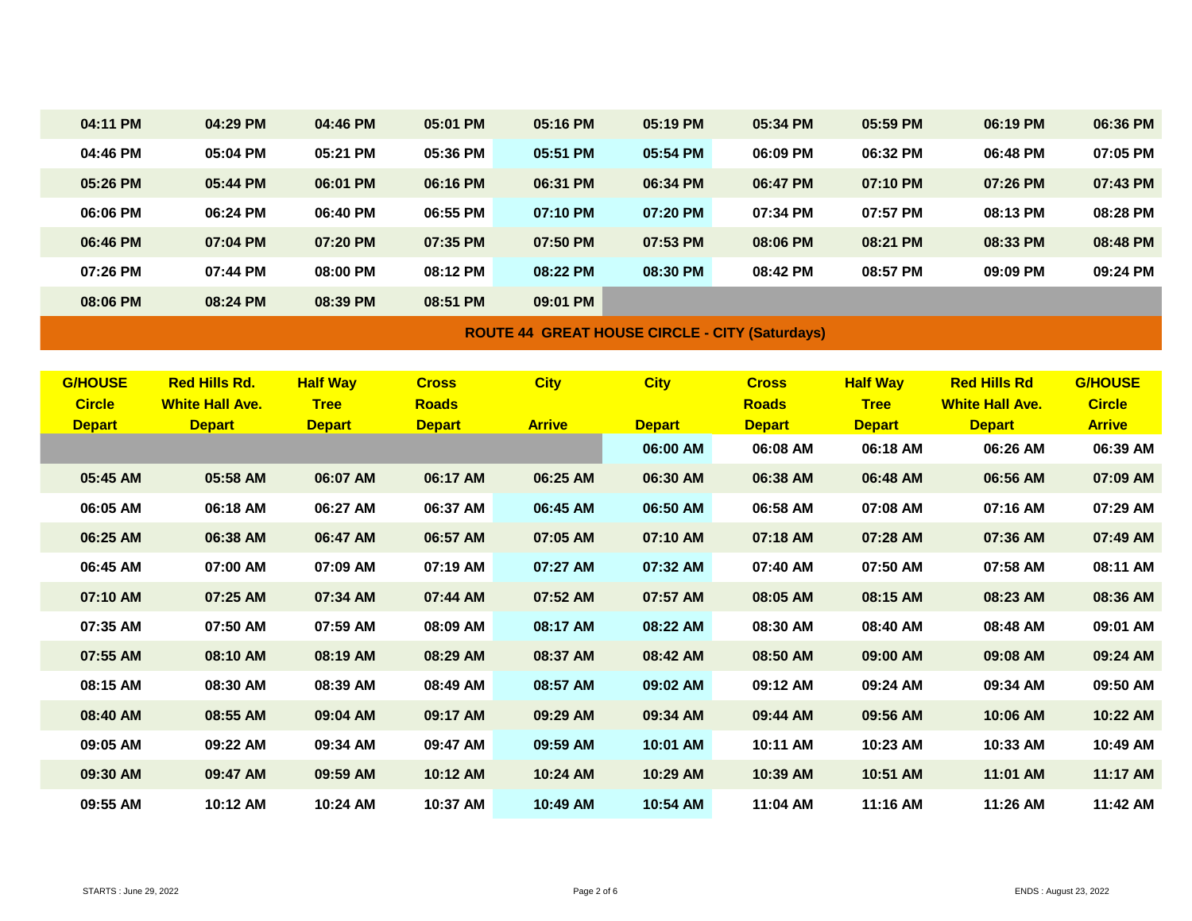| | | | | | | | | | |
|---|---|---|---|---|---|---|---|---|---|
| 04:11 PM | 04:29 PM | 04:46 PM | 05:01 PM | 05:16 PM | 05:19 PM | 05:34 PM | 05:59 PM | 06:19 PM | 06:36 PM |
| 04:46 PM | 05:04 PM | 05:21 PM | 05:36 PM | 05:51 PM | 05:54 PM | 06:09 PM | 06:32 PM | 06:48 PM | 07:05 PM |
| 05:26 PM | 05:44 PM | 06:01 PM | 06:16 PM | 06:31 PM | 06:34 PM | 06:47 PM | 07:10 PM | 07:26 PM | 07:43 PM |
| 06:06 PM | 06:24 PM | 06:40 PM | 06:55 PM | 07:10 PM | 07:20 PM | 07:34 PM | 07:57 PM | 08:13 PM | 08:28 PM |
| 06:46 PM | 07:04 PM | 07:20 PM | 07:35 PM | 07:50 PM | 07:53 PM | 08:06 PM | 08:21 PM | 08:33 PM | 08:48 PM |
| 07:26 PM | 07:44 PM | 08:00 PM | 08:12 PM | 08:22 PM | 08:30 PM | 08:42 PM | 08:57 PM | 09:09 PM | 09:24 PM |
| 08:06 PM | 08:24 PM | 08:39 PM | 08:51 PM | 09:01 PM | | | | | |

## ROUTE 44 GREAT HOUSE CIRCLE - CITY (Saturdays)

| G/HOUSE Circle Depart | Red Hills Rd. White Hall Ave. Depart | Half Way Tree Depart | Cross Roads Depart | City Arrive | City Depart | Cross Roads Depart | Half Way Tree Depart | Red Hills Rd White Hall Ave. Depart | G/HOUSE Circle Arrive |
|---|---|---|---|---|---|---|---|---|---|
| | | | | | 06:00 AM | 06:08 AM | 06:18 AM | 06:26 AM | 06:39 AM |
| 05:45 AM | 05:58 AM | 06:07 AM | 06:17 AM | 06:25 AM | 06:30 AM | 06:38 AM | 06:48 AM | 06:56 AM | 07:09 AM |
| 06:05 AM | 06:18 AM | 06:27 AM | 06:37 AM | 06:45 AM | 06:50 AM | 06:58 AM | 07:08 AM | 07:16 AM | 07:29 AM |
| 06:25 AM | 06:38 AM | 06:47 AM | 06:57 AM | 07:05 AM | 07:10 AM | 07:18 AM | 07:28 AM | 07:36 AM | 07:49 AM |
| 06:45 AM | 07:00 AM | 07:09 AM | 07:19 AM | 07:27 AM | 07:32 AM | 07:40 AM | 07:50 AM | 07:58 AM | 08:11 AM |
| 07:10 AM | 07:25 AM | 07:34 AM | 07:44 AM | 07:52 AM | 07:57 AM | 08:05 AM | 08:15 AM | 08:23 AM | 08:36 AM |
| 07:35 AM | 07:50 AM | 07:59 AM | 08:09 AM | 08:17 AM | 08:22 AM | 08:30 AM | 08:40 AM | 08:48 AM | 09:01 AM |
| 07:55 AM | 08:10 AM | 08:19 AM | 08:29 AM | 08:37 AM | 08:42 AM | 08:50 AM | 09:00 AM | 09:08 AM | 09:24 AM |
| 08:15 AM | 08:30 AM | 08:39 AM | 08:49 AM | 08:57 AM | 09:02 AM | 09:12 AM | 09:24 AM | 09:34 AM | 09:50 AM |
| 08:40 AM | 08:55 AM | 09:04 AM | 09:17 AM | 09:29 AM | 09:34 AM | 09:44 AM | 09:56 AM | 10:06 AM | 10:22 AM |
| 09:05 AM | 09:22 AM | 09:34 AM | 09:47 AM | 09:59 AM | 10:01 AM | 10:11 AM | 10:23 AM | 10:33 AM | 10:49 AM |
| 09:30 AM | 09:47 AM | 09:59 AM | 10:12 AM | 10:24 AM | 10:29 AM | 10:39 AM | 10:51 AM | 11:01 AM | 11:17 AM |
| 09:55 AM | 10:12 AM | 10:24 AM | 10:37 AM | 10:49 AM | 10:54 AM | 11:04 AM | 11:16 AM | 11:26 AM | 11:42 AM |

STARTS : June 29, 2022

ENDS : August 23, 2022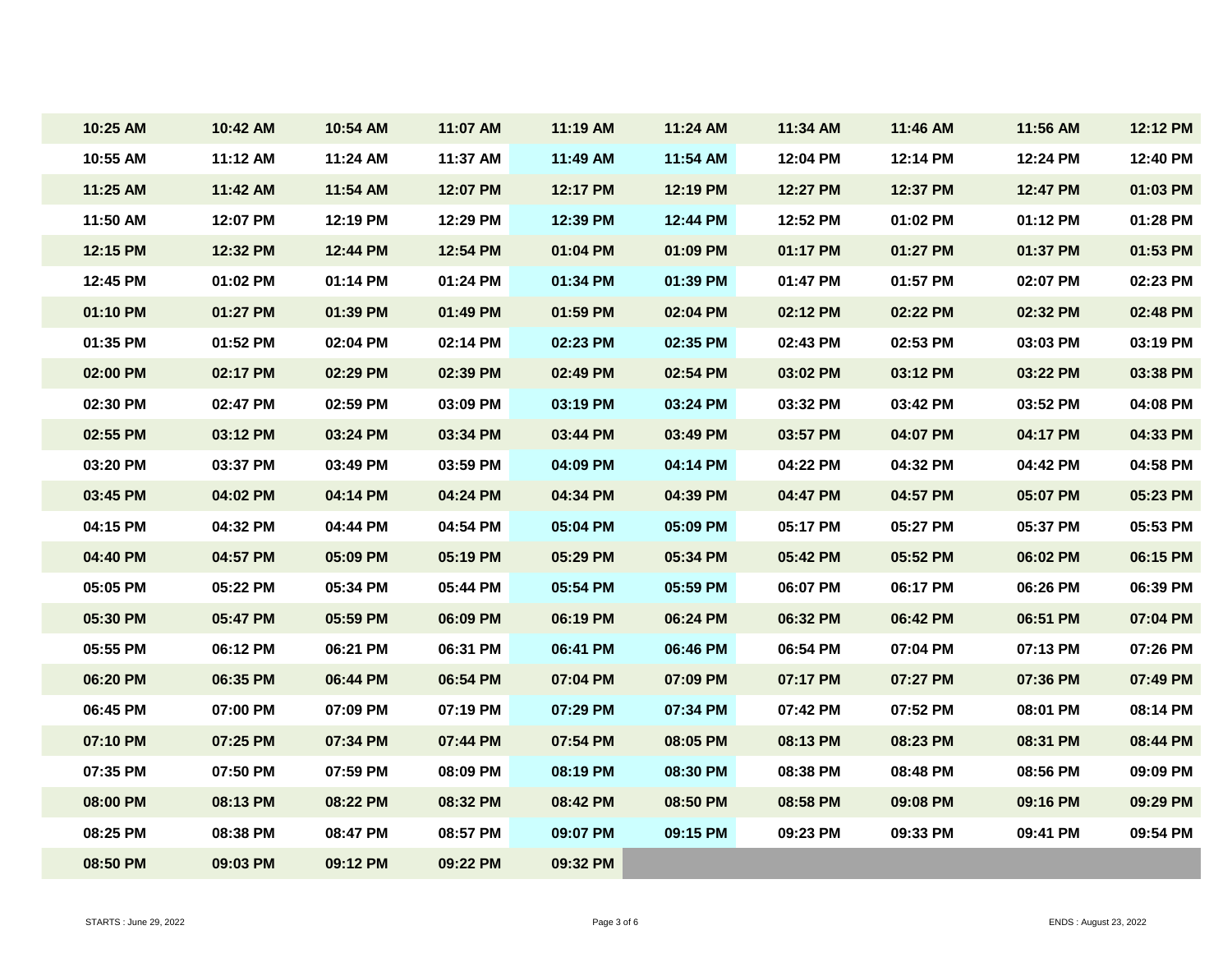| | | | | | | | | | |
|---|---|---|---|---|---|---|---|---|---|
| 10:25 AM | 10:42 AM | 10:54 AM | 11:07 AM | 11:19 AM | 11:24 AM | 11:34 AM | 11:46 AM | 11:56 AM | 12:12 PM |
| 10:55 AM | 11:12 AM | 11:24 AM | 11:37 AM | 11:49 AM | 11:54 AM | 12:04 PM | 12:14 PM | 12:24 PM | 12:40 PM |
| 11:25 AM | 11:42 AM | 11:54 AM | 12:07 PM | 12:17 PM | 12:19 PM | 12:27 PM | 12:37 PM | 12:47 PM | 01:03 PM |
| 11:50 AM | 12:07 PM | 12:19 PM | 12:29 PM | 12:39 PM | 12:44 PM | 12:52 PM | 01:02 PM | 01:12 PM | 01:28 PM |
| 12:15 PM | 12:32 PM | 12:44 PM | 12:54 PM | 01:04 PM | 01:09 PM | 01:17 PM | 01:27 PM | 01:37 PM | 01:53 PM |
| 12:45 PM | 01:02 PM | 01:14 PM | 01:24 PM | 01:34 PM | 01:39 PM | 01:47 PM | 01:57 PM | 02:07 PM | 02:23 PM |
| 01:10 PM | 01:27 PM | 01:39 PM | 01:49 PM | 01:59 PM | 02:04 PM | 02:12 PM | 02:22 PM | 02:32 PM | 02:48 PM |
| 01:35 PM | 01:52 PM | 02:04 PM | 02:14 PM | 02:23 PM | 02:35 PM | 02:43 PM | 02:53 PM | 03:03 PM | 03:19 PM |
| 02:00 PM | 02:17 PM | 02:29 PM | 02:39 PM | 02:49 PM | 02:54 PM | 03:02 PM | 03:12 PM | 03:22 PM | 03:38 PM |
| 02:30 PM | 02:47 PM | 02:59 PM | 03:09 PM | 03:19 PM | 03:24 PM | 03:32 PM | 03:42 PM | 03:52 PM | 04:08 PM |
| 02:55 PM | 03:12 PM | 03:24 PM | 03:34 PM | 03:44 PM | 03:49 PM | 03:57 PM | 04:07 PM | 04:17 PM | 04:33 PM |
| 03:20 PM | 03:37 PM | 03:49 PM | 03:59 PM | 04:09 PM | 04:14 PM | 04:22 PM | 04:32 PM | 04:42 PM | 04:58 PM |
| 03:45 PM | 04:02 PM | 04:14 PM | 04:24 PM | 04:34 PM | 04:39 PM | 04:47 PM | 04:57 PM | 05:07 PM | 05:23 PM |
| 04:15 PM | 04:32 PM | 04:44 PM | 04:54 PM | 05:04 PM | 05:09 PM | 05:17 PM | 05:27 PM | 05:37 PM | 05:53 PM |
| 04:40 PM | 04:57 PM | 05:09 PM | 05:19 PM | 05:29 PM | 05:34 PM | 05:42 PM | 05:52 PM | 06:02 PM | 06:15 PM |
| 05:05 PM | 05:22 PM | 05:34 PM | 05:44 PM | 05:54 PM | 05:59 PM | 06:07 PM | 06:17 PM | 06:26 PM | 06:39 PM |
| 05:30 PM | 05:47 PM | 05:59 PM | 06:09 PM | 06:19 PM | 06:24 PM | 06:32 PM | 06:42 PM | 06:51 PM | 07:04 PM |
| 05:55 PM | 06:12 PM | 06:21 PM | 06:31 PM | 06:41 PM | 06:46 PM | 06:54 PM | 07:04 PM | 07:13 PM | 07:26 PM |
| 06:20 PM | 06:35 PM | 06:44 PM | 06:54 PM | 07:04 PM | 07:09 PM | 07:17 PM | 07:27 PM | 07:36 PM | 07:49 PM |
| 06:45 PM | 07:00 PM | 07:09 PM | 07:19 PM | 07:29 PM | 07:34 PM | 07:42 PM | 07:52 PM | 08:01 PM | 08:14 PM |
| 07:10 PM | 07:25 PM | 07:34 PM | 07:44 PM | 07:54 PM | 08:05 PM | 08:13 PM | 08:23 PM | 08:31 PM | 08:44 PM |
| 07:35 PM | 07:50 PM | 07:59 PM | 08:09 PM | 08:19 PM | 08:30 PM | 08:38 PM | 08:48 PM | 08:56 PM | 09:09 PM |
| 08:00 PM | 08:13 PM | 08:22 PM | 08:32 PM | 08:42 PM | 08:50 PM | 08:58 PM | 09:08 PM | 09:16 PM | 09:29 PM |
| 08:25 PM | 08:38 PM | 08:47 PM | 08:57 PM | 09:07 PM | 09:15 PM | 09:23 PM | 09:33 PM | 09:41 PM | 09:54 PM |
| 08:50 PM | 09:03 PM | 09:12 PM | 09:22 PM | 09:32 PM | | | | | |

STARTS : June 29, 2022

ENDS : August 23, 2022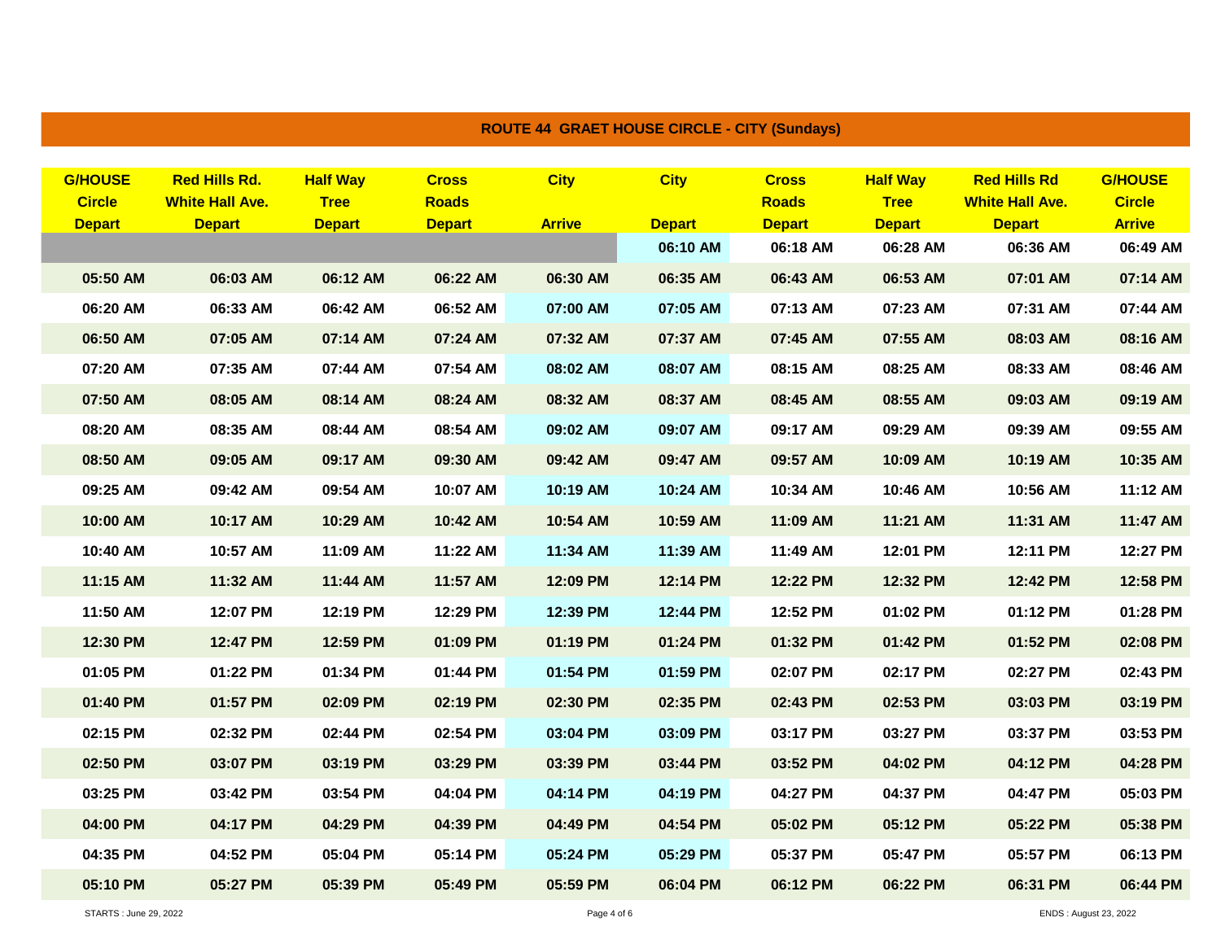## ROUTE 44 GRAET HOUSE CIRCLE - CITY (Sundays)

| G/HOUSE Circle Depart | Red Hills Rd. White Hall Ave. Depart | Half Way Tree Depart | Cross Roads Depart | City Arrive | City Depart | Cross Roads Depart | Half Way Tree Depart | Red Hills Rd White Hall Ave. Depart | G/HOUSE Circle Arrive |
|---|---|---|---|---|---|---|---|---|---|
| | | | | | 06:10 AM | 06:18 AM | 06:28 AM | 06:36 AM | 06:49 AM |
| 05:50 AM | 06:03 AM | 06:12 AM | 06:22 AM | 06:30 AM | 06:35 AM | 06:43 AM | 06:53 AM | 07:01 AM | 07:14 AM |
| 06:20 AM | 06:33 AM | 06:42 AM | 06:52 AM | 07:00 AM | 07:05 AM | 07:13 AM | 07:23 AM | 07:31 AM | 07:44 AM |
| 06:50 AM | 07:05 AM | 07:14 AM | 07:24 AM | 07:32 AM | 07:37 AM | 07:45 AM | 07:55 AM | 08:03 AM | 08:16 AM |
| 07:20 AM | 07:35 AM | 07:44 AM | 07:54 AM | 08:02 AM | 08:07 AM | 08:15 AM | 08:25 AM | 08:33 AM | 08:46 AM |
| 07:50 AM | 08:05 AM | 08:14 AM | 08:24 AM | 08:32 AM | 08:37 AM | 08:45 AM | 08:55 AM | 09:03 AM | 09:19 AM |
| 08:20 AM | 08:35 AM | 08:44 AM | 08:54 AM | 09:02 AM | 09:07 AM | 09:17 AM | 09:29 AM | 09:39 AM | 09:55 AM |
| 08:50 AM | 09:05 AM | 09:17 AM | 09:30 AM | 09:42 AM | 09:47 AM | 09:57 AM | 10:09 AM | 10:19 AM | 10:35 AM |
| 09:25 AM | 09:42 AM | 09:54 AM | 10:07 AM | 10:19 AM | 10:24 AM | 10:34 AM | 10:46 AM | 10:56 AM | 11:12 AM |
| 10:00 AM | 10:17 AM | 10:29 AM | 10:42 AM | 10:54 AM | 10:59 AM | 11:09 AM | 11:21 AM | 11:31 AM | 11:47 AM |
| 10:40 AM | 10:57 AM | 11:09 AM | 11:22 AM | 11:34 AM | 11:39 AM | 11:49 AM | 12:01 PM | 12:11 PM | 12:27 PM |
| 11:15 AM | 11:32 AM | 11:44 AM | 11:57 AM | 12:09 PM | 12:14 PM | 12:22 PM | 12:32 PM | 12:42 PM | 12:58 PM |
| 11:50 AM | 12:07 PM | 12:19 PM | 12:29 PM | 12:39 PM | 12:44 PM | 12:52 PM | 01:02 PM | 01:12 PM | 01:28 PM |
| 12:30 PM | 12:47 PM | 12:59 PM | 01:09 PM | 01:19 PM | 01:24 PM | 01:32 PM | 01:42 PM | 01:52 PM | 02:08 PM |
| 01:05 PM | 01:22 PM | 01:34 PM | 01:44 PM | 01:54 PM | 01:59 PM | 02:07 PM | 02:17 PM | 02:27 PM | 02:43 PM |
| 01:40 PM | 01:57 PM | 02:09 PM | 02:19 PM | 02:30 PM | 02:35 PM | 02:43 PM | 02:53 PM | 03:03 PM | 03:19 PM |
| 02:15 PM | 02:32 PM | 02:44 PM | 02:54 PM | 03:04 PM | 03:09 PM | 03:17 PM | 03:27 PM | 03:37 PM | 03:53 PM |
| 02:50 PM | 03:07 PM | 03:19 PM | 03:29 PM | 03:39 PM | 03:44 PM | 03:52 PM | 04:02 PM | 04:12 PM | 04:28 PM |
| 03:25 PM | 03:42 PM | 03:54 PM | 04:04 PM | 04:14 PM | 04:19 PM | 04:27 PM | 04:37 PM | 04:47 PM | 05:03 PM |
| 04:00 PM | 04:17 PM | 04:29 PM | 04:39 PM | 04:49 PM | 04:54 PM | 05:02 PM | 05:12 PM | 05:22 PM | 05:38 PM |
| 04:35 PM | 04:52 PM | 05:04 PM | 05:14 PM | 05:24 PM | 05:29 PM | 05:37 PM | 05:47 PM | 05:57 PM | 06:13 PM |
| 05:10 PM | 05:27 PM | 05:39 PM | 05:49 PM | 05:59 PM | 06:04 PM | 06:12 PM | 06:22 PM | 06:31 PM | 06:44 PM |

STARTS : June 29, 2022

ENDS : August 23, 2022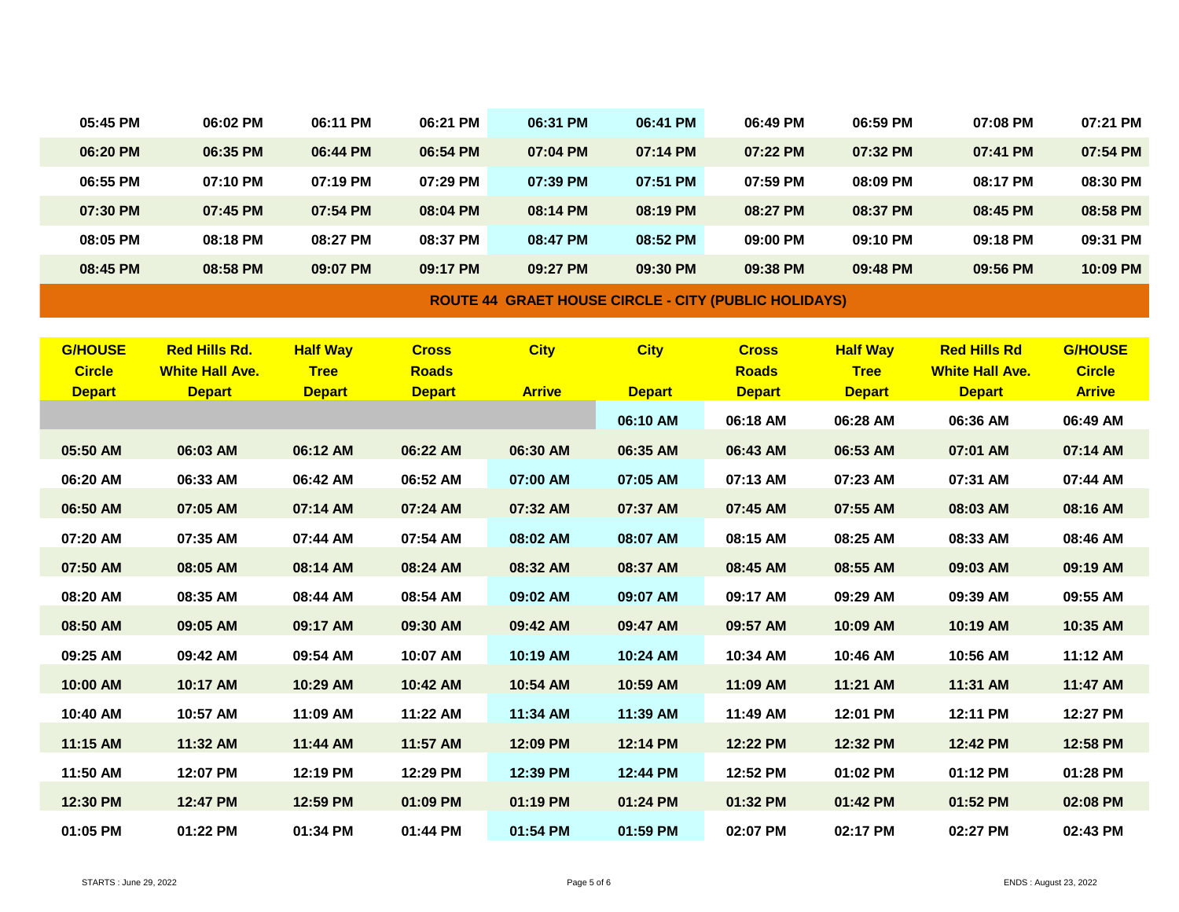| | | | | | | | | | |
|---|---|---|---|---|---|---|---|---|---|
| 05:45 PM | 06:02 PM | 06:11 PM | 06:21 PM | 06:31 PM | 06:41 PM | 06:49 PM | 06:59 PM | 07:08 PM | 07:21 PM |
| 06:20 PM | 06:35 PM | 06:44 PM | 06:54 PM | 07:04 PM | 07:14 PM | 07:22 PM | 07:32 PM | 07:41 PM | 07:54 PM |
| 06:55 PM | 07:10 PM | 07:19 PM | 07:29 PM | 07:39 PM | 07:51 PM | 07:59 PM | 08:09 PM | 08:17 PM | 08:30 PM |
| 07:30 PM | 07:45 PM | 07:54 PM | 08:04 PM | 08:14 PM | 08:19 PM | 08:27 PM | 08:37 PM | 08:45 PM | 08:58 PM |
| 08:05 PM | 08:18 PM | 08:27 PM | 08:37 PM | 08:47 PM | 08:52 PM | 09:00 PM | 09:10 PM | 09:18 PM | 09:31 PM |
| 08:45 PM | 08:58 PM | 09:07 PM | 09:17 PM | 09:27 PM | 09:30 PM | 09:38 PM | 09:48 PM | 09:56 PM | 10:09 PM |

## ROUTE 44 GRAET HOUSE CIRCLE - CITY (PUBLIC HOLIDAYS)

| G/HOUSE Circle Depart | Red Hills Rd. White Hall Ave. Depart | Half Way Tree Depart | Cross Roads Depart | City Arrive | City Depart | Cross Roads Depart | Half Way Tree Depart | Red Hills Rd White Hall Ave. Depart | G/HOUSE Circle Arrive |
|---|---|---|---|---|---|---|---|---|---|
| | | | | | 06:10 AM | 06:18 AM | 06:28 AM | 06:36 AM | 06:49 AM |
| 05:50 AM | 06:03 AM | 06:12 AM | 06:22 AM | 06:30 AM | 06:35 AM | 06:43 AM | 06:53 AM | 07:01 AM | 07:14 AM |
| 06:20 AM | 06:33 AM | 06:42 AM | 06:52 AM | 07:00 AM | 07:05 AM | 07:13 AM | 07:23 AM | 07:31 AM | 07:44 AM |
| 06:50 AM | 07:05 AM | 07:14 AM | 07:24 AM | 07:32 AM | 07:37 AM | 07:45 AM | 07:55 AM | 08:03 AM | 08:16 AM |
| 07:20 AM | 07:35 AM | 07:44 AM | 07:54 AM | 08:02 AM | 08:07 AM | 08:15 AM | 08:25 AM | 08:33 AM | 08:46 AM |
| 07:50 AM | 08:05 AM | 08:14 AM | 08:24 AM | 08:32 AM | 08:37 AM | 08:45 AM | 08:55 AM | 09:03 AM | 09:19 AM |
| 08:20 AM | 08:35 AM | 08:44 AM | 08:54 AM | 09:02 AM | 09:07 AM | 09:17 AM | 09:29 AM | 09:39 AM | 09:55 AM |
| 08:50 AM | 09:05 AM | 09:17 AM | 09:30 AM | 09:42 AM | 09:47 AM | 09:57 AM | 10:09 AM | 10:19 AM | 10:35 AM |
| 09:25 AM | 09:42 AM | 09:54 AM | 10:07 AM | 10:19 AM | 10:24 AM | 10:34 AM | 10:46 AM | 10:56 AM | 11:12 AM |
| 10:00 AM | 10:17 AM | 10:29 AM | 10:42 AM | 10:54 AM | 10:59 AM | 11:09 AM | 11:21 AM | 11:31 AM | 11:47 AM |
| 10:40 AM | 10:57 AM | 11:09 AM | 11:22 AM | 11:34 AM | 11:39 AM | 11:49 AM | 12:01 PM | 12:11 PM | 12:27 PM |
| 11:15 AM | 11:32 AM | 11:44 AM | 11:57 AM | 12:09 PM | 12:14 PM | 12:22 PM | 12:32 PM | 12:42 PM | 12:58 PM |
| 11:50 AM | 12:07 PM | 12:19 PM | 12:29 PM | 12:39 PM | 12:44 PM | 12:52 PM | 01:02 PM | 01:12 PM | 01:28 PM |
| 12:30 PM | 12:47 PM | 12:59 PM | 01:09 PM | 01:19 PM | 01:24 PM | 01:32 PM | 01:42 PM | 01:52 PM | 02:08 PM |
| 01:05 PM | 01:22 PM | 01:34 PM | 01:44 PM | 01:54 PM | 01:59 PM | 02:07 PM | 02:17 PM | 02:27 PM | 02:43 PM |

STARTS : June 29, 2022

ENDS : August 23, 2022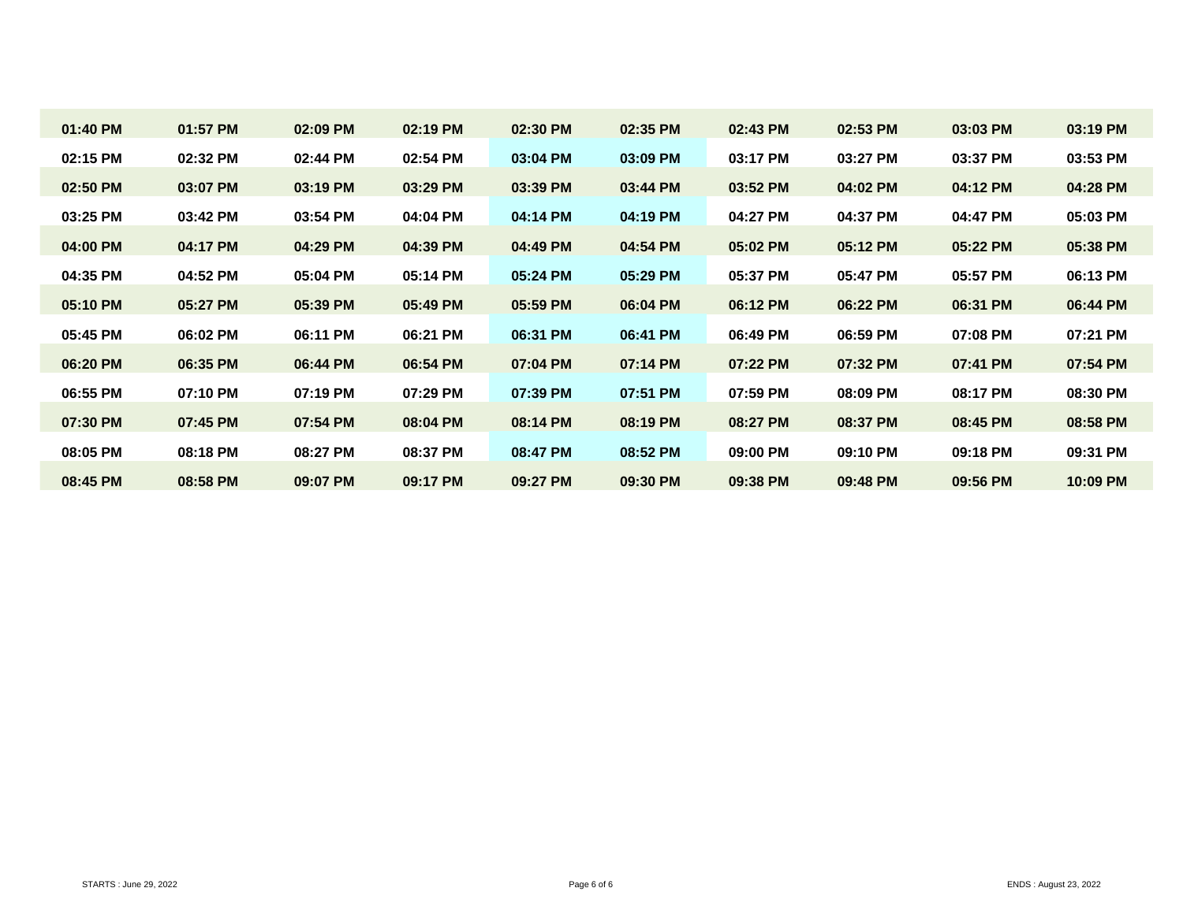| | | | | | | | | | |
|---|---|---|---|---|---|---|---|---|---|
| 01:40 PM | 01:57 PM | 02:09 PM | 02:19 PM | 02:30 PM | 02:35 PM | 02:43 PM | 02:53 PM | 03:03 PM | 03:19 PM |
| 02:15 PM | 02:32 PM | 02:44 PM | 02:54 PM | 03:04 PM | 03:09 PM | 03:17 PM | 03:27 PM | 03:37 PM | 03:53 PM |
| 02:50 PM | 03:07 PM | 03:19 PM | 03:29 PM | 03:39 PM | 03:44 PM | 03:52 PM | 04:02 PM | 04:12 PM | 04:28 PM |
| 03:25 PM | 03:42 PM | 03:54 PM | 04:04 PM | 04:14 PM | 04:19 PM | 04:27 PM | 04:37 PM | 04:47 PM | 05:03 PM |
| 04:00 PM | 04:17 PM | 04:29 PM | 04:39 PM | 04:49 PM | 04:54 PM | 05:02 PM | 05:12 PM | 05:22 PM | 05:38 PM |
| 04:35 PM | 04:52 PM | 05:04 PM | 05:14 PM | 05:24 PM | 05:29 PM | 05:37 PM | 05:47 PM | 05:57 PM | 06:13 PM |
| 05:10 PM | 05:27 PM | 05:39 PM | 05:49 PM | 05:59 PM | 06:04 PM | 06:12 PM | 06:22 PM | 06:31 PM | 06:44 PM |
| 05:45 PM | 06:02 PM | 06:11 PM | 06:21 PM | 06:31 PM | 06:41 PM | 06:49 PM | 06:59 PM | 07:08 PM | 07:21 PM |
| 06:20 PM | 06:35 PM | 06:44 PM | 06:54 PM | 07:04 PM | 07:14 PM | 07:22 PM | 07:32 PM | 07:41 PM | 07:54 PM |
| 06:55 PM | 07:10 PM | 07:19 PM | 07:29 PM | 07:39 PM | 07:51 PM | 07:59 PM | 08:09 PM | 08:17 PM | 08:30 PM |
| 07:30 PM | 07:45 PM | 07:54 PM | 08:04 PM | 08:14 PM | 08:19 PM | 08:27 PM | 08:37 PM | 08:45 PM | 08:58 PM |
| 08:05 PM | 08:18 PM | 08:27 PM | 08:37 PM | 08:47 PM | 08:52 PM | 09:00 PM | 09:10 PM | 09:18 PM | 09:31 PM |
| 08:45 PM | 08:58 PM | 09:07 PM | 09:17 PM | 09:27 PM | 09:30 PM | 09:38 PM | 09:48 PM | 09:56 PM | 10:09 PM |

STARTS : June 29, 2022

ENDS : August 23, 2022